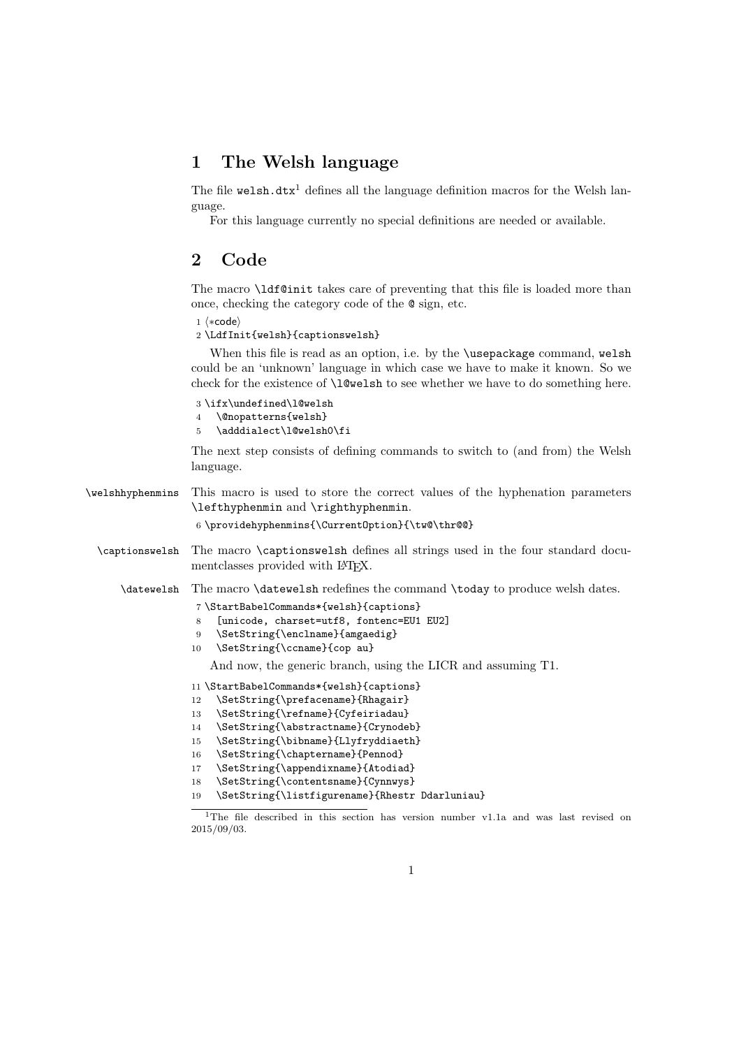# 1 The Welsh language

The file `welsh.dtx`[1] defines all the language definition macros for the Welsh language.

For this language currently no special definitions are needed or available.

# 2 Code

The macro `\ldf@init` takes care of preventing that this file is loaded more than once, checking the category code of the `@` sign, etc.

```
1 <*code>
2 \LdfInit{welsh}{captionswelsh}
```

When this file is read as an option, i.e. by the `\usepackage` command, `welsh` could be an 'unknown' language in which case we have to make it known. So we check for the existence of `\l@welsh` to see whether we have to do something here.

```
3 \ifx\undefined\l@welsh
4   \@nopatterns{welsh}
5   \adddialect\l@welsh0\fi
```

The next step consists of defining commands to switch to (and from) the Welsh language.

`\welshhyphenmins` This macro is used to store the correct values of the hyphenation parameters `\lefthyphenmin` and `\righthyphenmin`.

```
6 \providehyphenmins{\CurrentOption}{\tw@\thr@@}
```

`\captionswelsh` The macro `\captionswelsh` defines all strings used in the four standard documentclasses provided with LaTeX.

`\datewelsh` The macro `\datewelsh` redefines the command `\today` to produce welsh dates.

```
7 \StartBabelCommands*{welsh}{captions}
8   [unicode, charset=utf8, fontenc=EU1 EU2]
9   \SetString{\enclname}{amgaedig}
10  \SetString{\ccname}{cop au}
```

And now, the generic branch, using the LICR and assuming T1.

```
11 \StartBabelCommands*{welsh}{captions}
12   \SetString{\prefacename}{Rhagair}
13   \SetString{\refname}{Cyfeiriadau}
14   \SetString{\abstractname}{Crynodeb}
15   \SetString{\bibname}{Llyfryddiaeth}
16   \SetString{\chaptername}{Pennod}
17   \SetString{\appendixname}{Atodiad}
18   \SetString{\contentsname}{Cynnwys}
19   \SetString{\listfigurename}{Rhestr Ddarluniau}
```

[1] The file described in this section has version number v1.1a and was last revised on 2015/09/03.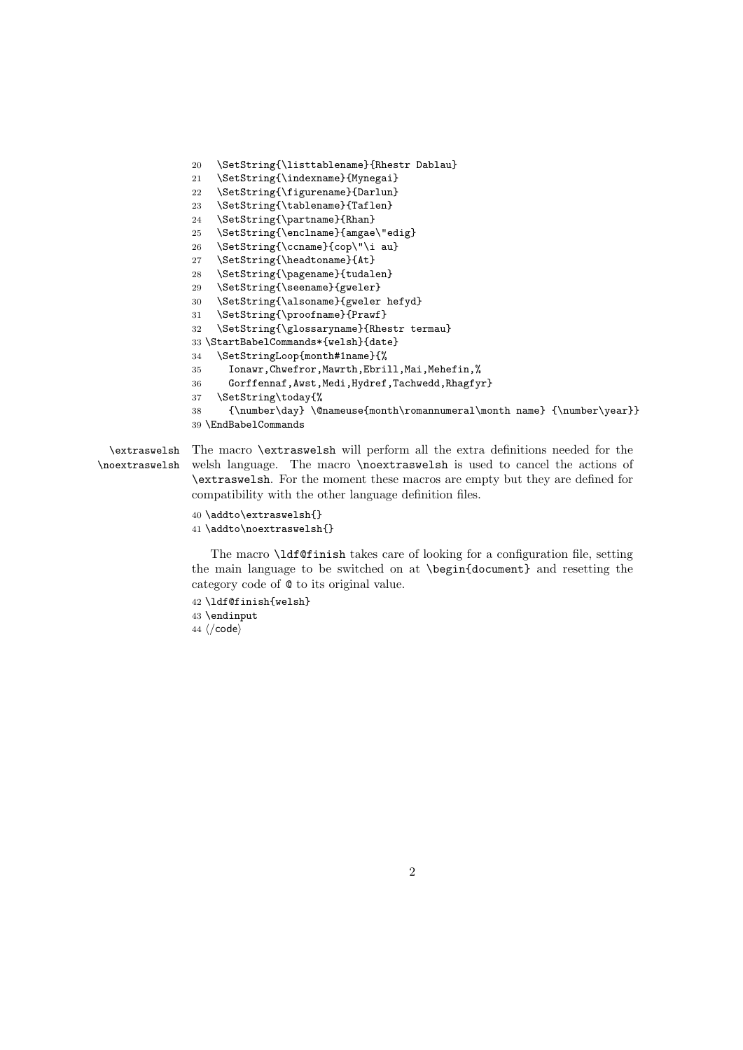```
20   \SetString{\listtablename}{Rhestr Dablau}
21   \SetString{\indexname}{Mynegai}
22   \SetString{\figurename}{Darlun}
23   \SetString{\tablename}{Taflen}
24   \SetString{\partname}{Rhan}
25   \SetString{\enclname}{amgae\"edig}
26   \SetString{\ccname}{cop\"\i au}
27   \SetString{\headtoname}{At}
28   \SetString{\pagename}{tudalen}
29   \SetString{\seename}{gweler}
30   \SetString{\alsoname}{gweler hefyd}
31   \SetString{\proofname}{Prawf}
32   \SetString{\glossaryname}{Rhestr termau}
33 \StartBabelCommands*{welsh}{date}
34   \SetStringLoop{month#1name}{%
35     Ionawr,Chwefror,Mawrth,Ebrill,Mai,Mehefin,%
36     Gorffennaf,Awst,Medi,Hydref,Tachwedd,Rhagfyr}
37   \SetString\today{%
38     {\number\day} \@nameuse{month\romannumeral\month name} {\number\year}}
39 \EndBabelCommands
```

\extraswelsh
\noextraswelsh

The macro `\extraswelsh` will perform all the extra definitions needed for the welsh language. The macro `\noextraswelsh` is used to cancel the actions of `\extraswelsh`. For the moment these macros are empty but they are defined for compatibility with the other language definition files.

```
40 \addto\extraswelsh{}
41 \addto\noextraswelsh{}
```

The macro `\ldf@finish` takes care of looking for a configuration file, setting the main language to be switched on at `\begin{document}` and resetting the category code of `@` to its original value.

```
42 \ldf@finish{welsh}
43 \endinput
44 ⟨/code⟩
```